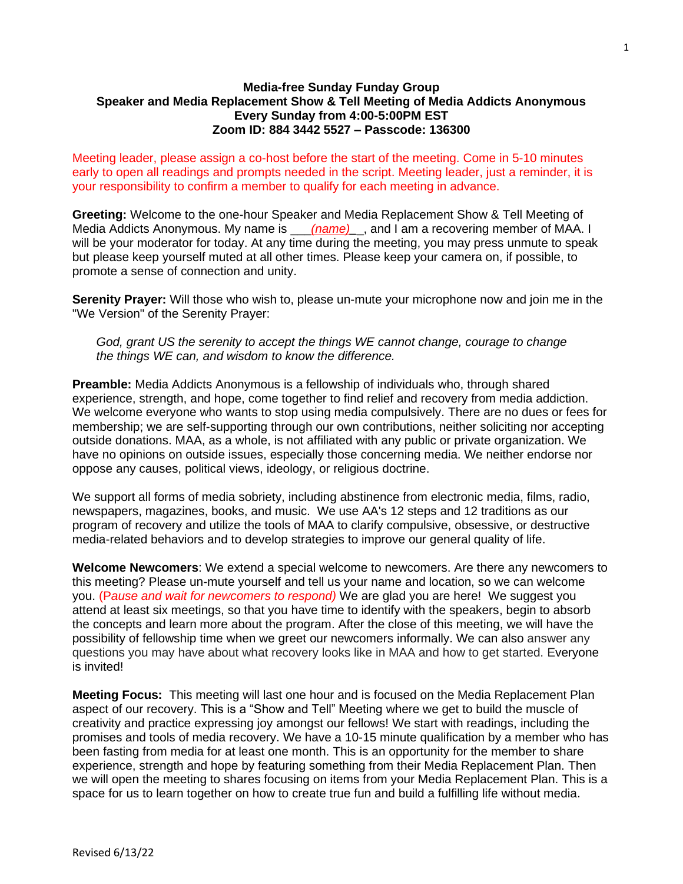**Media-free Sunday Funday Group**
**Speaker and Media Replacement Show & Tell Meeting of Media Addicts Anonymous**
**Every Sunday from 4:00-5:00PM EST**
**Zoom ID: 884 3442 5527 – Passcode: 136300**

Meeting leader, please assign a co-host before the start of the meeting. Come in 5-10 minutes early to open all readings and prompts needed in the script. Meeting leader, just a reminder, it is your responsibility to confirm a member to qualify for each meeting in advance.

**Greeting:** Welcome to the one-hour Speaker and Media Replacement Show & Tell Meeting of Media Addicts Anonymous. My name is ___*(name)*__, and I am a recovering member of MAA. I will be your moderator for today. At any time during the meeting, you may press unmute to speak but please keep yourself muted at all other times. Please keep your camera on, if possible, to promote a sense of connection and unity.

**Serenity Prayer:** Will those who wish to, please un-mute your microphone now and join me in the "We Version" of the Serenity Prayer:

> *God, grant US the serenity to accept the things WE cannot change, courage to change the things WE can, and wisdom to know the difference.*

**Preamble:** Media Addicts Anonymous is a fellowship of individuals who, through shared experience, strength, and hope, come together to find relief and recovery from media addiction. We welcome everyone who wants to stop using media compulsively. There are no dues or fees for membership; we are self-supporting through our own contributions, neither soliciting nor accepting outside donations. MAA, as a whole, is not affiliated with any public or private organization. We have no opinions on outside issues, especially those concerning media. We neither endorse nor oppose any causes, political views, ideology, or religious doctrine.

We support all forms of media sobriety, including abstinence from electronic media, films, radio, newspapers, magazines, books, and music. We use AA's 12 steps and 12 traditions as our program of recovery and utilize the tools of MAA to clarify compulsive, obsessive, or destructive media-related behaviors and to develop strategies to improve our general quality of life.

**Welcome Newcomers**: We extend a special welcome to newcomers. Are there any newcomers to this meeting? Please un-mute yourself and tell us your name and location, so we can welcome you. (*Pause and wait for newcomers to respond)* We are glad you are here! We suggest you attend at least six meetings, so that you have time to identify with the speakers, begin to absorb the concepts and learn more about the program. After the close of this meeting, we will have the possibility of fellowship time when we greet our newcomers informally. We can also answer any questions you may have about what recovery looks like in MAA and how to get started. Everyone is invited!

**Meeting Focus:** This meeting will last one hour and is focused on the Media Replacement Plan aspect of our recovery. This is a "Show and Tell" Meeting where we get to build the muscle of creativity and practice expressing joy amongst our fellows! We start with readings, including the promises and tools of media recovery. We have a 10-15 minute qualification by a member who has been fasting from media for at least one month. This is an opportunity for the member to share experience, strength and hope by featuring something from their Media Replacement Plan. Then we will open the meeting to shares focusing on items from your Media Replacement Plan. This is a space for us to learn together on how to create true fun and build a fulfilling life without media.

Revised 6/13/22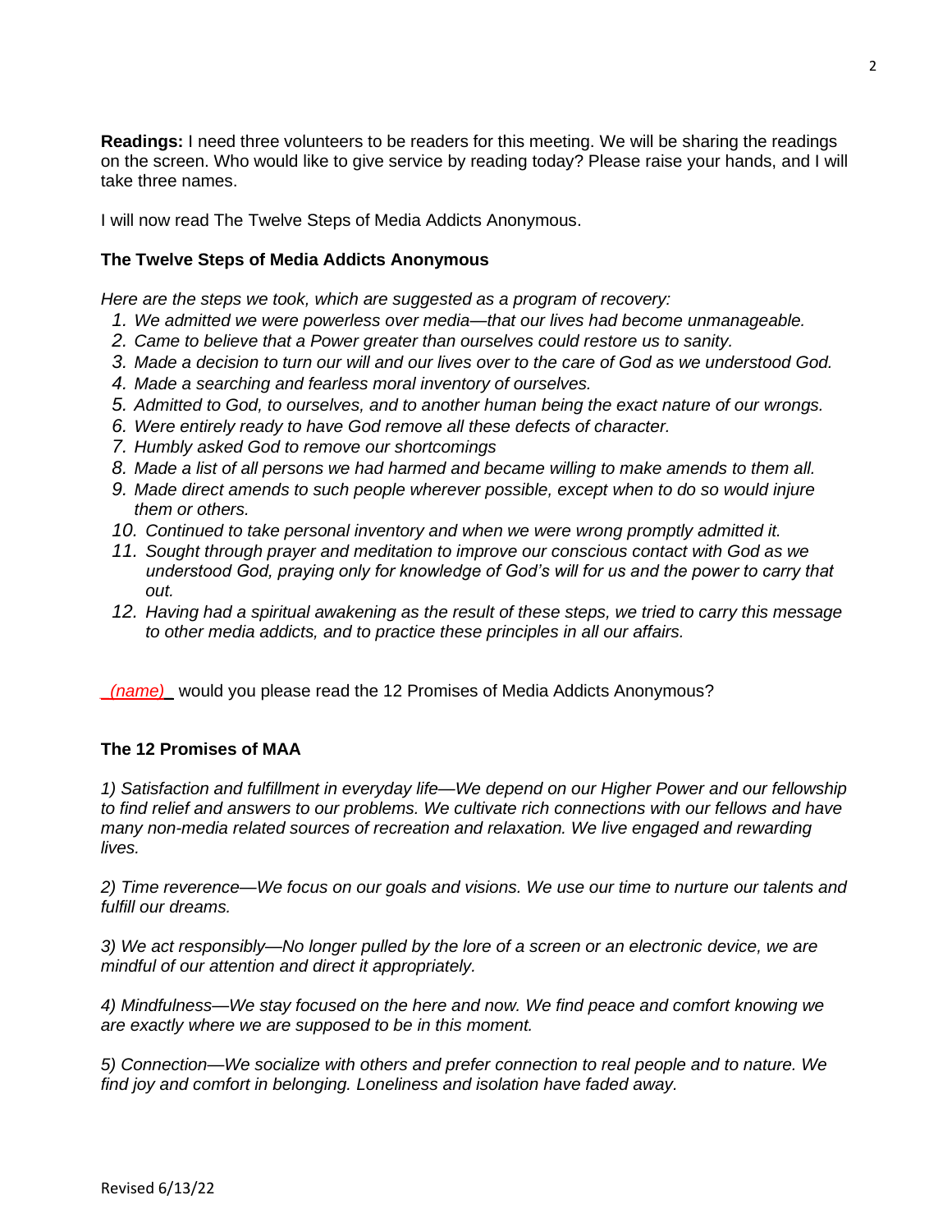**Readings:** I need three volunteers to be readers for this meeting. We will be sharing the readings on the screen. Who would like to give service by reading today? Please raise your hands, and I will take three names.

I will now read The Twelve Steps of Media Addicts Anonymous.

### The Twelve Steps of Media Addicts Anonymous

*Here are the steps we took, which are suggested as a program of recovery:*

1. *We admitted we were powerless over media—that our lives had become unmanageable.*
2. *Came to believe that a Power greater than ourselves could restore us to sanity.*
3. *Made a decision to turn our will and our lives over to the care of God as we understood God.*
4. *Made a searching and fearless moral inventory of ourselves.*
5. *Admitted to God, to ourselves, and to another human being the exact nature of our wrongs.*
6. *Were entirely ready to have God remove all these defects of character.*
7. *Humbly asked God to remove our shortcomings*
8. *Made a list of all persons we had harmed and became willing to make amends to them all.*
9. *Made direct amends to such people wherever possible, except when to do so would injure them or others.*
10. *Continued to take personal inventory and when we were wrong promptly admitted it.*
11. *Sought through prayer and meditation to improve our conscious contact with God as we understood God, praying only for knowledge of God's will for us and the power to carry that out.*
12. *Having had a spiritual awakening as the result of these steps, we tried to carry this message to other media addicts, and to practice these principles in all our affairs.*

_*(name)*_ would you please read the 12 Promises of Media Addicts Anonymous?

### The 12 Promises of MAA

*1) Satisfaction and fulfillment in everyday life—We depend on our Higher Power and our fellowship to find relief and answers to our problems. We cultivate rich connections with our fellows and have many non-media related sources of recreation and relaxation. We live engaged and rewarding lives.*

*2) Time reverence—We focus on our goals and visions. We use our time to nurture our talents and fulfill our dreams.*

*3) We act responsibly—No longer pulled by the lore of a screen or an electronic device, we are mindful of our attention and direct it appropriately.*

*4) Mindfulness—We stay focused on the here and now. We find peace and comfort knowing we are exactly where we are supposed to be in this moment.*

*5) Connection—We socialize with others and prefer connection to real people and to nature. We find joy and comfort in belonging. Loneliness and isolation have faded away.*

Revised 6/13/22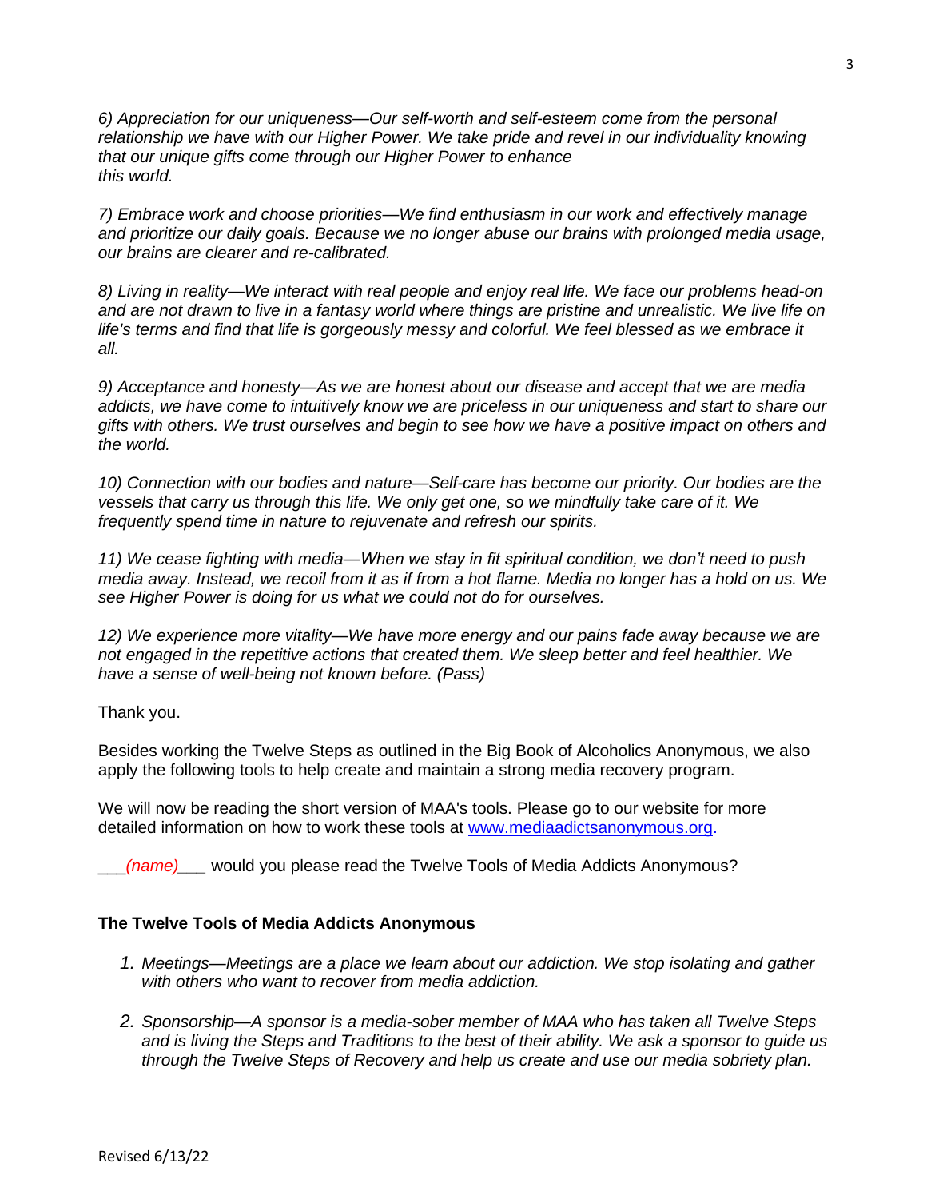*6) Appreciation for our uniqueness—Our self-worth and self-esteem come from the personal relationship we have with our Higher Power. We take pride and revel in our individuality knowing that our unique gifts come through our Higher Power to enhance this world.*

*7) Embrace work and choose priorities—We find enthusiasm in our work and effectively manage and prioritize our daily goals. Because we no longer abuse our brains with prolonged media usage, our brains are clearer and re-calibrated.*

*8) Living in reality—We interact with real people and enjoy real life. We face our problems head-on and are not drawn to live in a fantasy world where things are pristine and unrealistic. We live life on life's terms and find that life is gorgeously messy and colorful. We feel blessed as we embrace it all.*

*9) Acceptance and honesty—As we are honest about our disease and accept that we are media addicts, we have come to intuitively know we are priceless in our uniqueness and start to share our gifts with others. We trust ourselves and begin to see how we have a positive impact on others and the world.*

*10) Connection with our bodies and nature—Self-care has become our priority. Our bodies are the vessels that carry us through this life. We only get one, so we mindfully take care of it. We frequently spend time in nature to rejuvenate and refresh our spirits.*

*11) We cease fighting with media—When we stay in fit spiritual condition, we don't need to push media away. Instead, we recoil from it as if from a hot flame. Media no longer has a hold on us. We see Higher Power is doing for us what we could not do for ourselves.*

*12) We experience more vitality—We have more energy and our pains fade away because we are not engaged in the repetitive actions that created them. We sleep better and feel healthier. We have a sense of well-being not known before. (Pass)*

Thank you.

Besides working the Twelve Steps as outlined in the Big Book of Alcoholics Anonymous, we also apply the following tools to help create and maintain a strong media recovery program.

We will now be reading the short version of MAA's tools. Please go to our website for more detailed information on how to work these tools at [www.mediaadictsanonymous.org](www.mediaadictsanonymous.org).

___*(name)*___ would you please read the Twelve Tools of Media Addicts Anonymous?

**The Twelve Tools of Media Addicts Anonymous**

1. *Meetings—Meetings are a place we learn about our addiction. We stop isolating and gather with others who want to recover from media addiction.*
2. *Sponsorship—A sponsor is a media-sober member of MAA who has taken all Twelve Steps and is living the Steps and Traditions to the best of their ability. We ask a sponsor to guide us through the Twelve Steps of Recovery and help us create and use our media sobriety plan.*

Revised 6/13/22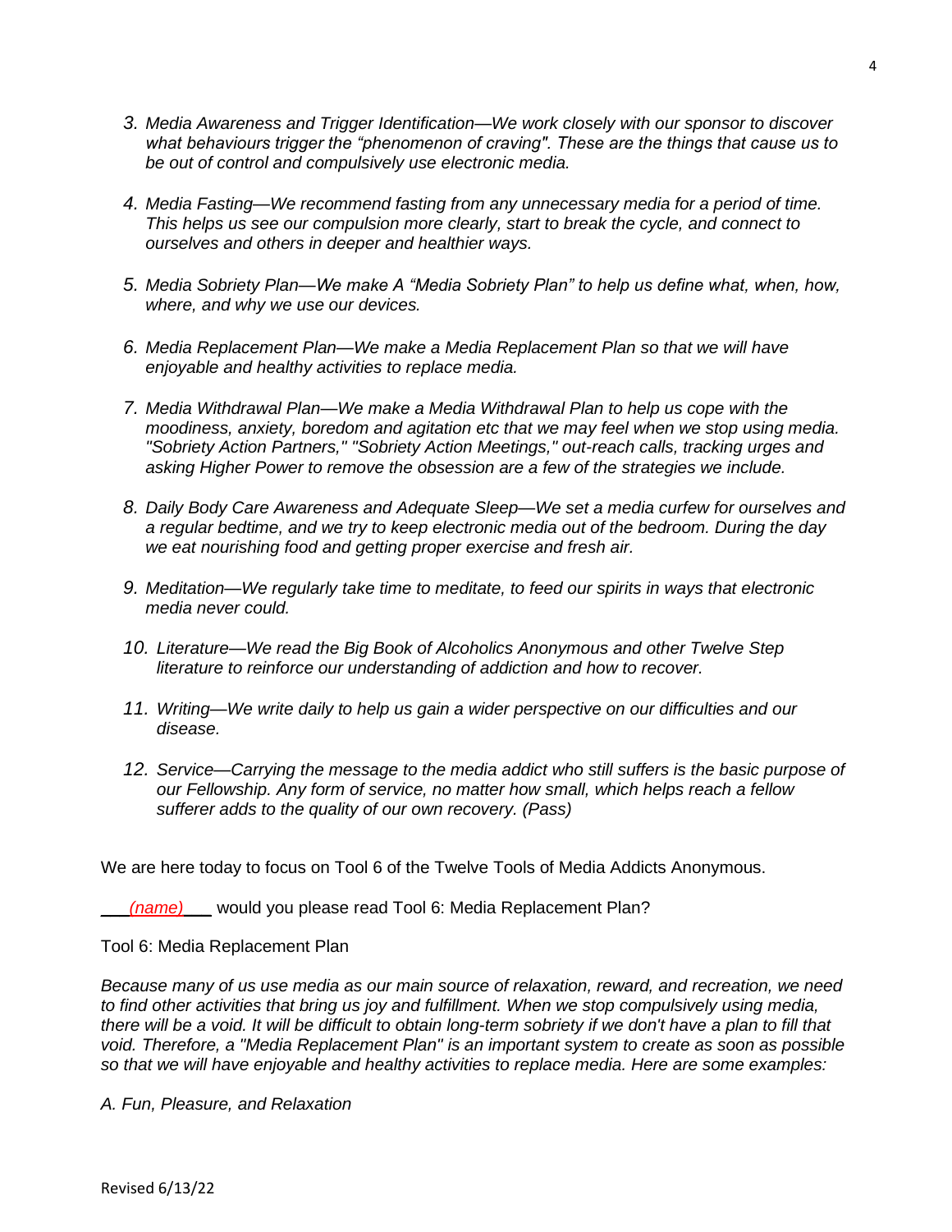3. *Media Awareness and Trigger Identification—We work closely with our sponsor to discover what behaviours trigger the "phenomenon of craving". These are the things that cause us to be out of control and compulsively use electronic media.*

4. *Media Fasting—We recommend fasting from any unnecessary media for a period of time. This helps us see our compulsion more clearly, start to break the cycle, and connect to ourselves and others in deeper and healthier ways.*

5. *Media Sobriety Plan—We make A "Media Sobriety Plan" to help us define what, when, how, where, and why we use our devices.*

6. *Media Replacement Plan—We make a Media Replacement Plan so that we will have enjoyable and healthy activities to replace media.*

7. *Media Withdrawal Plan—We make a Media Withdrawal Plan to help us cope with the moodiness, anxiety, boredom and agitation etc that we may feel when we stop using media. "Sobriety Action Partners," "Sobriety Action Meetings," out-reach calls, tracking urges and asking Higher Power to remove the obsession are a few of the strategies we include.*

8. *Daily Body Care Awareness and Adequate Sleep—We set a media curfew for ourselves and a regular bedtime, and we try to keep electronic media out of the bedroom. During the day we eat nourishing food and getting proper exercise and fresh air.*

9. *Meditation—We regularly take time to meditate, to feed our spirits in ways that electronic media never could.*

10. *Literature—We read the Big Book of Alcoholics Anonymous and other Twelve Step literature to reinforce our understanding of addiction and how to recover.*

11. *Writing—We write daily to help us gain a wider perspective on our difficulties and our disease.*

12. *Service—Carrying the message to the media addict who still suffers is the basic purpose of our Fellowship. Any form of service, no matter how small, which helps reach a fellow sufferer adds to the quality of our own recovery. (Pass)*

We are here today to focus on Tool 6 of the Twelve Tools of Media Addicts Anonymous.

___*(name)*___ would you please read Tool 6: Media Replacement Plan?

Tool 6: Media Replacement Plan

*Because many of us use media as our main source of relaxation, reward, and recreation, we need to find other activities that bring us joy and fulfillment. When we stop compulsively using media, there will be a void. It will be difficult to obtain long-term sobriety if we don't have a plan to fill that void. Therefore, a "Media Replacement Plan" is an important system to create as soon as possible so that we will have enjoyable and healthy activities to replace media. Here are some examples:*

*A. Fun, Pleasure, and Relaxation*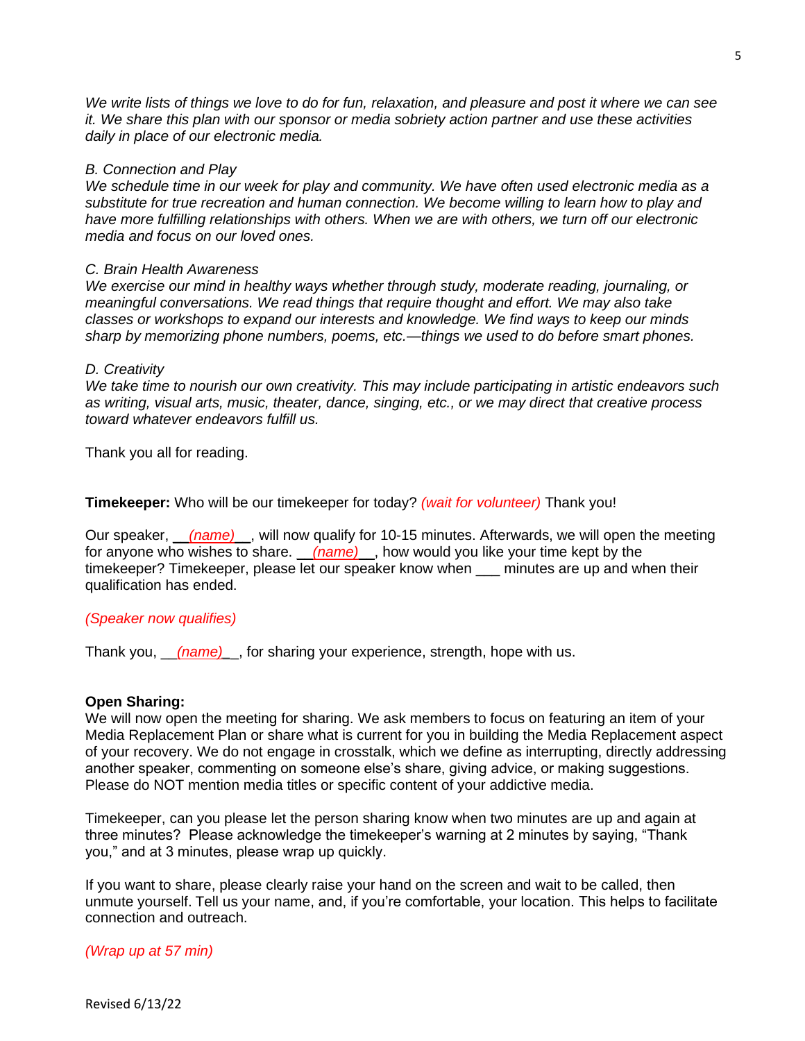*We write lists of things we love to do for fun, relaxation, and pleasure and post it where we can see it. We share this plan with our sponsor or media sobriety action partner and use these activities daily in place of our electronic media.*

*B. Connection and Play*
*We schedule time in our week for play and community. We have often used electronic media as a substitute for true recreation and human connection. We become willing to learn how to play and have more fulfilling relationships with others. When we are with others, we turn off our electronic media and focus on our loved ones.*

*C. Brain Health Awareness*
*We exercise our mind in healthy ways whether through study, moderate reading, journaling, or meaningful conversations. We read things that require thought and effort. We may also take classes or workshops to expand our interests and knowledge. We find ways to keep our minds sharp by memorizing phone numbers, poems, etc.—things we used to do before smart phones.*

*D. Creativity*
*We take time to nourish our own creativity. This may include participating in artistic endeavors such as writing, visual arts, music, theater, dance, singing, etc., or we may direct that creative process toward whatever endeavors fulfill us.*

Thank you all for reading.

**Timekeeper:** Who will be our timekeeper for today? *(wait for volunteer)* Thank you!

Our speaker, __*(name)*__, will now qualify for 10-15 minutes. Afterwards, we will open the meeting for anyone who wishes to share. __*(name)*__, how would you like your time kept by the timekeeper? Timekeeper, please let our speaker know when ___ minutes are up and when their qualification has ended.

*(Speaker now qualifies)*

Thank you, __*(name)*__, for sharing your experience, strength, hope with us.

**Open Sharing:**
We will now open the meeting for sharing. We ask members to focus on featuring an item of your Media Replacement Plan or share what is current for you in building the Media Replacement aspect of your recovery. We do not engage in crosstalk, which we define as interrupting, directly addressing another speaker, commenting on someone else's share, giving advice, or making suggestions. Please do NOT mention media titles or specific content of your addictive media.

Timekeeper, can you please let the person sharing know when two minutes are up and again at three minutes? Please acknowledge the timekeeper's warning at 2 minutes by saying, "Thank you," and at 3 minutes, please wrap up quickly.

If you want to share, please clearly raise your hand on the screen and wait to be called, then unmute yourself. Tell us your name, and, if you're comfortable, your location. This helps to facilitate connection and outreach.

*(Wrap up at 57 min)*

Revised 6/13/22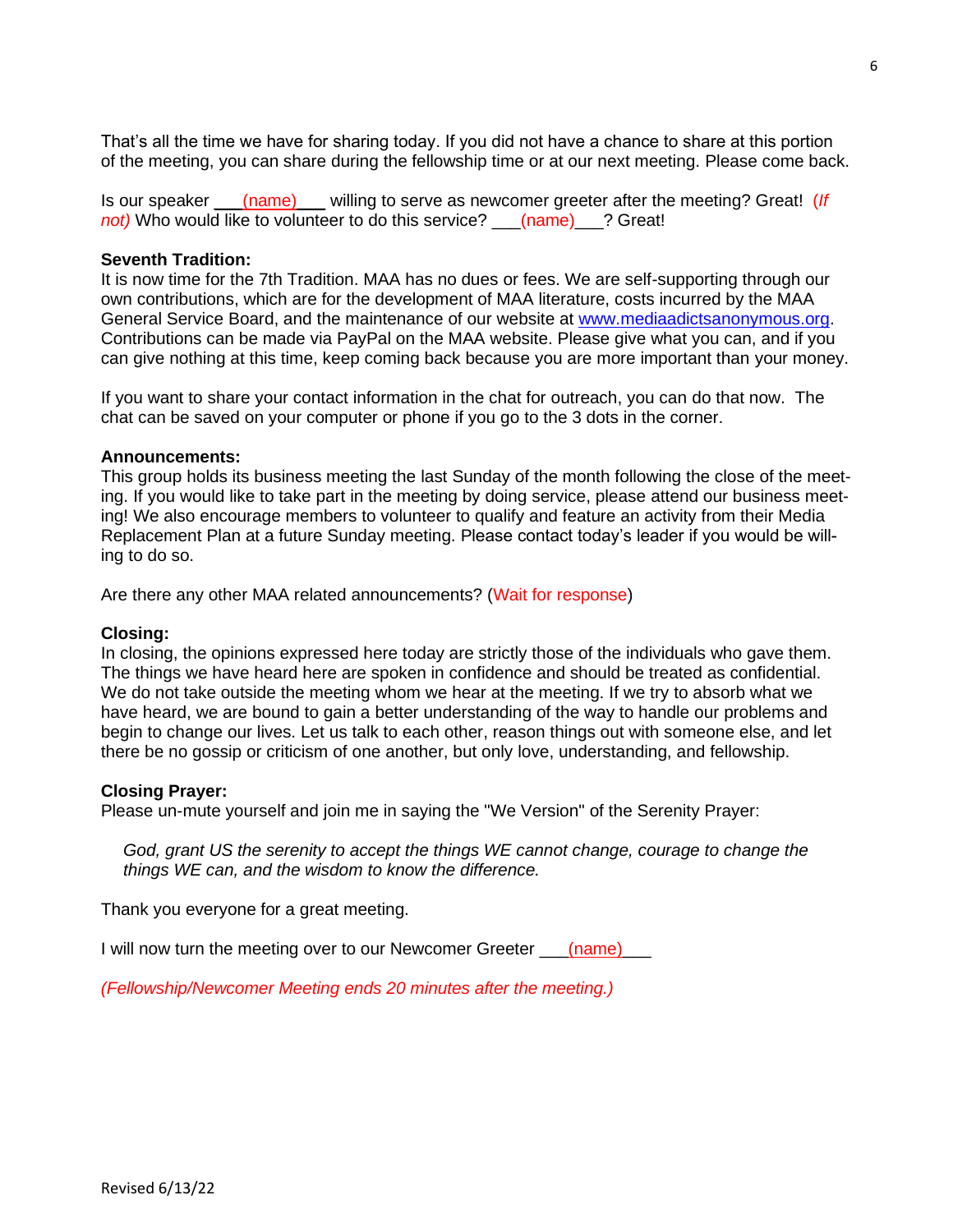That's all the time we have for sharing today. If you did not have a chance to share at this portion of the meeting, you can share during the fellowship time or at our next meeting. Please come back.

Is our speaker ___(name)___ willing to serve as newcomer greeter after the meeting? Great! *(If not)* Who would like to volunteer to do this service? ___(name)___? Great!

**Seventh Tradition:**
It is now time for the 7th Tradition. MAA has no dues or fees. We are self-supporting through our own contributions, which are for the development of MAA literature, costs incurred by the MAA General Service Board, and the maintenance of our website at [www.mediaadictsanonymous.org](http://www.mediaadictsanonymous.org). Contributions can be made via PayPal on the MAA website. Please give what you can, and if you can give nothing at this time, keep coming back because you are more important than your money.

If you want to share your contact information in the chat for outreach, you can do that now. The chat can be saved on your computer or phone if you go to the 3 dots in the corner.

**Announcements:**
This group holds its business meeting the last Sunday of the month following the close of the meeting. If you would like to take part in the meeting by doing service, please attend our business meeting! We also encourage members to volunteer to qualify and feature an activity from their Media Replacement Plan at a future Sunday meeting. Please contact today's leader if you would be willing to do so.

Are there any other MAA related announcements? (Wait for response)

**Closing:**
In closing, the opinions expressed here today are strictly those of the individuals who gave them. The things we have heard here are spoken in confidence and should be treated as confidential. We do not take outside the meeting whom we hear at the meeting. If we try to absorb what we have heard, we are bound to gain a better understanding of the way to handle our problems and begin to change our lives. Let us talk to each other, reason things out with someone else, and let there be no gossip or criticism of one another, but only love, understanding, and fellowship.

**Closing Prayer:**
Please un-mute yourself and join me in saying the "We Version" of the Serenity Prayer:

> *God, grant US the serenity to accept the things WE cannot change, courage to change the things WE can, and the wisdom to know the difference.*

Thank you everyone for a great meeting.

I will now turn the meeting over to our Newcomer Greeter ___(name)___

*(Fellowship/Newcomer Meeting ends 20 minutes after the meeting.)*

Revised 6/13/22